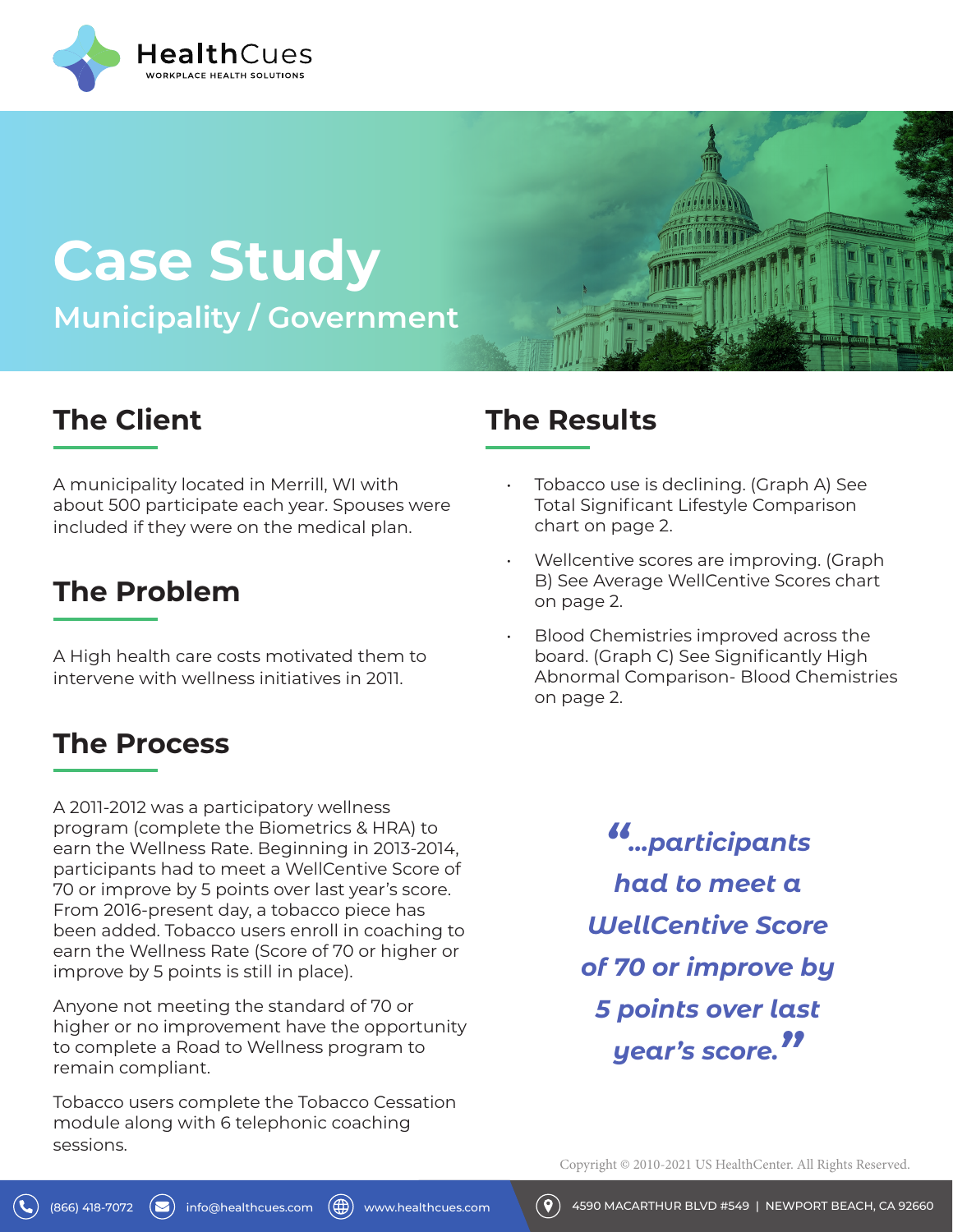HealthCues
WORKPLACE HEALTH SOLUTIONS

# Case Study

## Municipality / Government

## The Client

A municipality located in Merrill, WI with about 500 participate each year. Spouses were included if they were on the medical plan.

## The Problem

A High health care costs motivated them to intervene with wellness initiatives in 2011.

## The Process

A 2011-2012 was a participatory wellness program (complete the Biometrics & HRA) to earn the Wellness Rate. Beginning in 2013-2014, participants had to meet a WellCentive Score of 70 or improve by 5 points over last year's score. From 2016-present day, a tobacco piece has been added. Tobacco users enroll in coaching to earn the Wellness Rate (Score of 70 or higher or improve by 5 points is still in place).

Anyone not meeting the standard of 70 or higher or no improvement have the opportunity to complete a Road to Wellness program to remain compliant.

Tobacco users complete the Tobacco Cessation module along with 6 telephonic coaching sessions.

## The Results

- Tobacco use is declining. (Graph A) See Total Significant Lifestyle Comparison chart on page 2.
- Wellcentive scores are improving. (Graph B) See Average WellCentive Scores chart on page 2.
- Blood Chemistries improved across the board. (Graph C) See Significantly High Abnormal Comparison- Blood Chemistries on page 2.

> ***"...participants had to meet a WellCentive Score of 70 or improve by 5 points over last year's score."***

Copyright © 2010-2021 US HealthCenter. All Rights Reserved.

(866) 418-7072 | info@healthcues.com | www.healthcues.com | 4590 MACARTHUR BLVD #549 | NEWPORT BEACH, CA 92660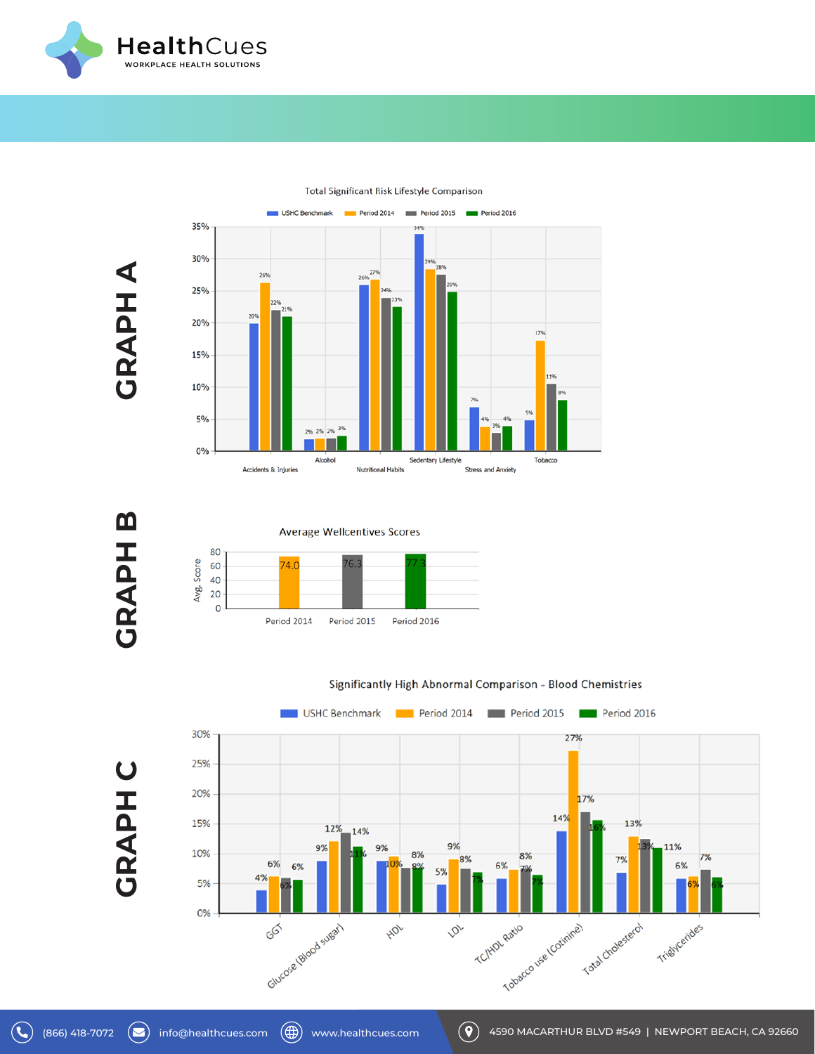HealthCues
WORKPLACE HEALTH SOLUTIONS

## GRAPH A

Total Significant Risk Lifestyle Comparison

USHC Benchmark | Period 2014 | Period 2015 | Period 2016

35%
30%
25%
20%
15%
10%
5%
0%

20% 26% 22% 21%
2% 2% 2% 3%
26% 27% 24% 23%
34% 29% 28% 25%
7% 4% 3% 4%
5% 17% 11% 8%

Accidents & Injuries
Alcohol
Nutritional Habits
Sedentary Lifestyle
Stress and Anxiety
Tobacco

## GRAPH B

Average Wellcentives Scores

Avg. Score

80
60
40
20
0

74.0
76.3
77.3

Period 2014
Period 2015
Period 2016

## GRAPH C

Significantly High Abnormal Comparison - Blood Chemistries

USHC Benchmark | Period 2014 | Period 2015 | Period 2016

30%
25%
20%
15%
10%
5%
0%

4% 6% 6% 6%
9% 12% 14% 11%
9% 10% 8% 8%
5% 9% 8% 7%
6% 8% 7% 7%
14% 27% 17% 16%
7% 13% 13% 11%
6% 6% 7% 6%

GGT
Glucose (Blood sugar)
HDL
LDL
TC/HDL Ratio
Tobacco use (Cotinine)
Total Cholesterol
Triglycerides

(866) 418-7072 | info@healthcues.com | www.healthcues.com | 4590 MACARTHUR BLVD #549 | NEWPORT BEACH, CA 92660